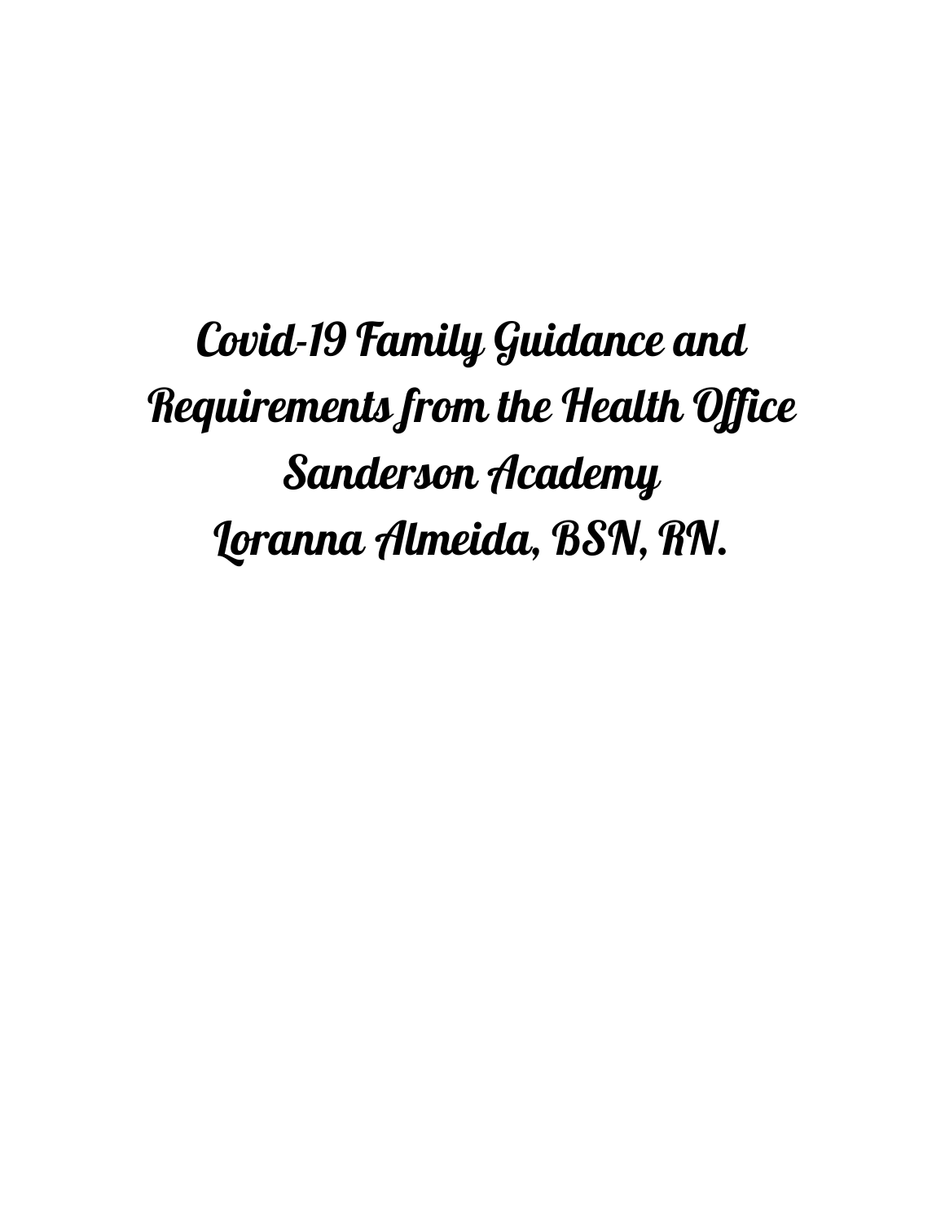# Covid-19 Family Guidance and Requirements from the Health Office

## Sanderson Academy

## Loranna Almeida, BSN, RN.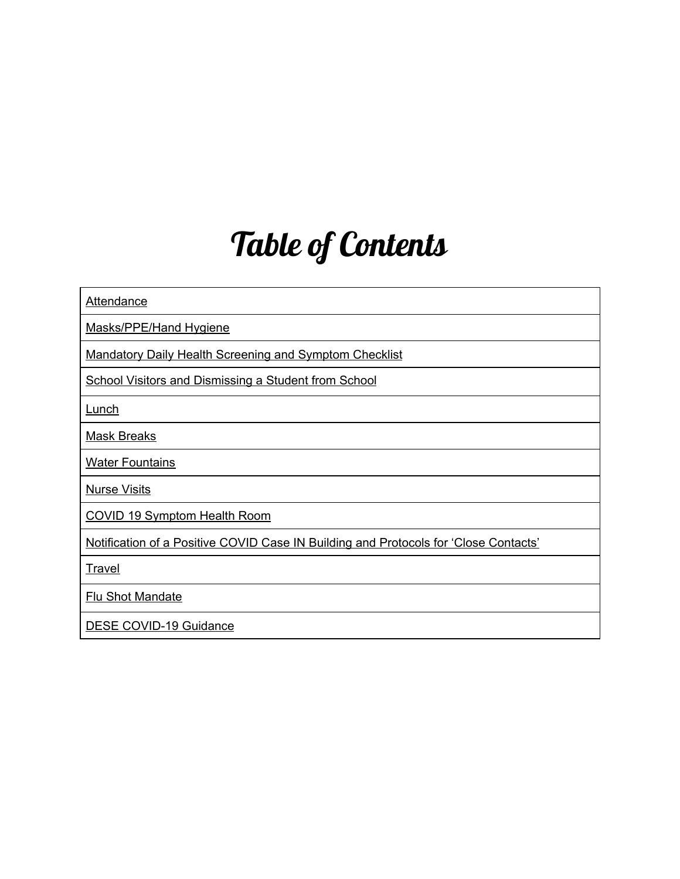# Table of Contents

| Attendance |
| --- |
| Masks/PPE/Hand Hygiene |
| Mandatory Daily Health Screening and Symptom Checklist |
| School Visitors and Dismissing a Student from School |
| Lunch |
| Mask Breaks |
| Water Fountains |
| Nurse Visits |
| COVID 19 Symptom Health Room |
| Notification of a Positive COVID Case IN Building and Protocols for 'Close Contacts' |
| Travel |
| Flu Shot Mandate |
| DESE COVID-19 Guidance |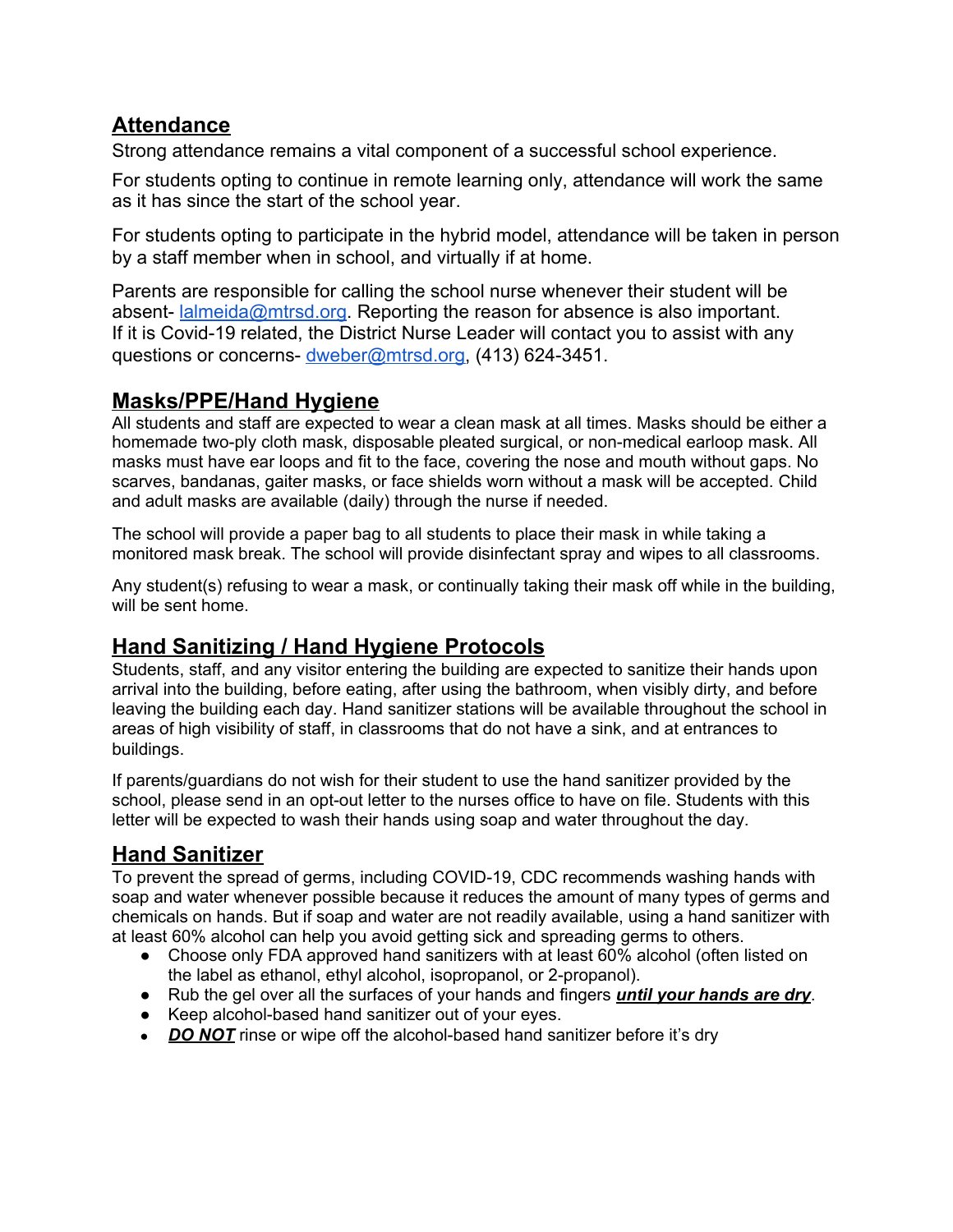## Attendance

Strong attendance remains a vital component of a successful school experience.

For students opting to continue in remote learning only, attendance will work the same as it has since the start of the school year.

For students opting to participate in the hybrid model, attendance will be taken in person by a staff member when in school, and virtually if at home.

Parents are responsible for calling the school nurse whenever their student will be absent- lalmeida@mtrsd.org. Reporting the reason for absence is also important. If it is Covid-19 related, the District Nurse Leader will contact you to assist with any questions or concerns- dweber@mtrsd.org, (413) 624-3451.

## Masks/PPE/Hand Hygiene

All students and staff are expected to wear a clean mask at all times. Masks should be either a homemade two-ply cloth mask, disposable pleated surgical, or non-medical earloop mask. All masks must have ear loops and fit to the face, covering the nose and mouth without gaps. No scarves, bandanas, gaiter masks, or face shields worn without a mask will be accepted. Child and adult masks are available (daily) through the nurse if needed.

The school will provide a paper bag to all students to place their mask in while taking a monitored mask break. The school will provide disinfectant spray and wipes to all classrooms.

Any student(s) refusing to wear a mask, or continually taking their mask off while in the building, will be sent home.

## Hand Sanitizing / Hand Hygiene Protocols

Students, staff, and any visitor entering the building are expected to sanitize their hands upon arrival into the building, before eating, after using the bathroom, when visibly dirty, and before leaving the building each day. Hand sanitizer stations will be available throughout the school in areas of high visibility of staff, in classrooms that do not have a sink, and at entrances to buildings.

If parents/guardians do not wish for their student to use the hand sanitizer provided by the school, please send in an opt-out letter to the nurses office to have on file. Students with this letter will be expected to wash their hands using soap and water throughout the day.

## Hand Sanitizer

To prevent the spread of germs, including COVID-19, CDC recommends washing hands with soap and water whenever possible because it reduces the amount of many types of germs and chemicals on hands. But if soap and water are not readily available, using a hand sanitizer with at least 60% alcohol can help you avoid getting sick and spreading germs to others.

- Choose only FDA approved hand sanitizers with at least 60% alcohol (often listed on the label as ethanol, ethyl alcohol, isopropanol, or 2-propanol).
- Rub the gel over all the surfaces of your hands and fingers ***until your hands are dry***.
- Keep alcohol-based hand sanitizer out of your eyes.
- ***DO NOT*** rinse or wipe off the alcohol-based hand sanitizer before it's dry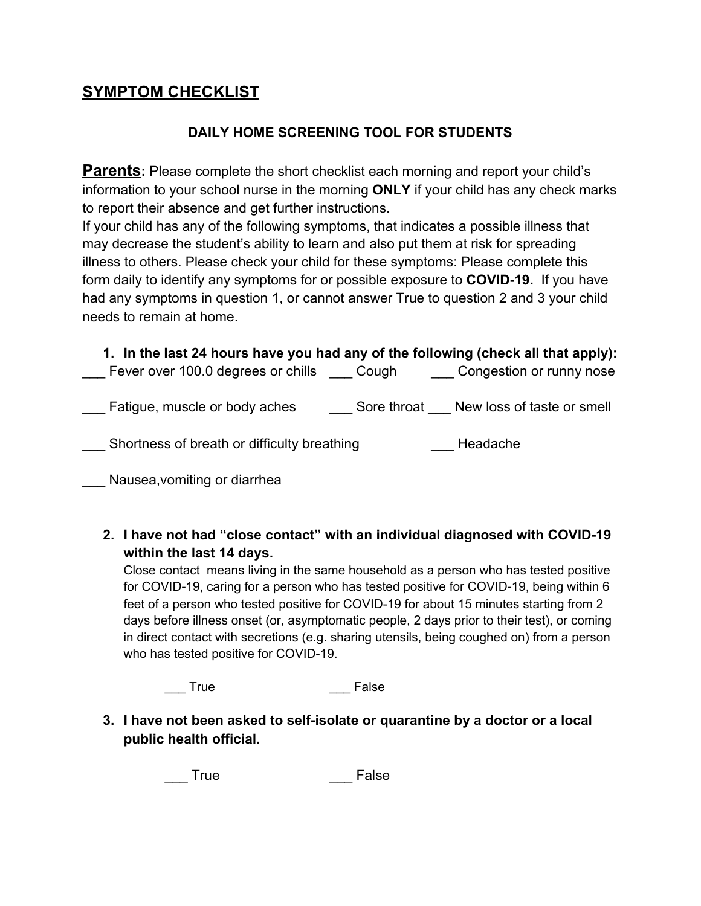## SYMPTOM CHECKLIST

### DAILY HOME SCREENING TOOL FOR STUDENTS

**Parents:** Please complete the short checklist each morning and report your child's information to your school nurse in the morning **ONLY** if your child has any check marks to report their absence and get further instructions.

If your child has any of the following symptoms, that indicates a possible illness that may decrease the student's ability to learn and also put them at risk for spreading illness to others. Please check your child for these symptoms: Please complete this form daily to identify any symptoms for or possible exposure to **COVID-19.** If you have had any symptoms in question 1, or cannot answer True to question 2 and 3 your child needs to remain at home.

1. **In the last 24 hours have you had any of the following (check all that apply):**

___ Fever over 100.0 degrees or chills ___ Cough ___ Congestion or runny nose

___ Fatigue, muscle or body aches ___ Sore throat ___ New loss of taste or smell

___ Shortness of breath or difficulty breathing ___ Headache

___ Nausea,vomiting or diarrhea

2. **I have not had "close contact" with an individual diagnosed with COVID-19 within the last 14 days.**

   Close contact means living in the same household as a person who has tested positive for COVID-19, caring for a person who has tested positive for COVID-19, being within 6 feet of a person who tested positive for COVID-19 for about 15 minutes starting from 2 days before illness onset (or, asymptomatic people, 2 days prior to their test), or coming in direct contact with secretions (e.g. sharing utensils, being coughed on) from a person who has tested positive for COVID-19.

   ___ True ___ False

3. **I have not been asked to self-isolate or quarantine by a doctor or a local public health official.**

   ___ True ___ False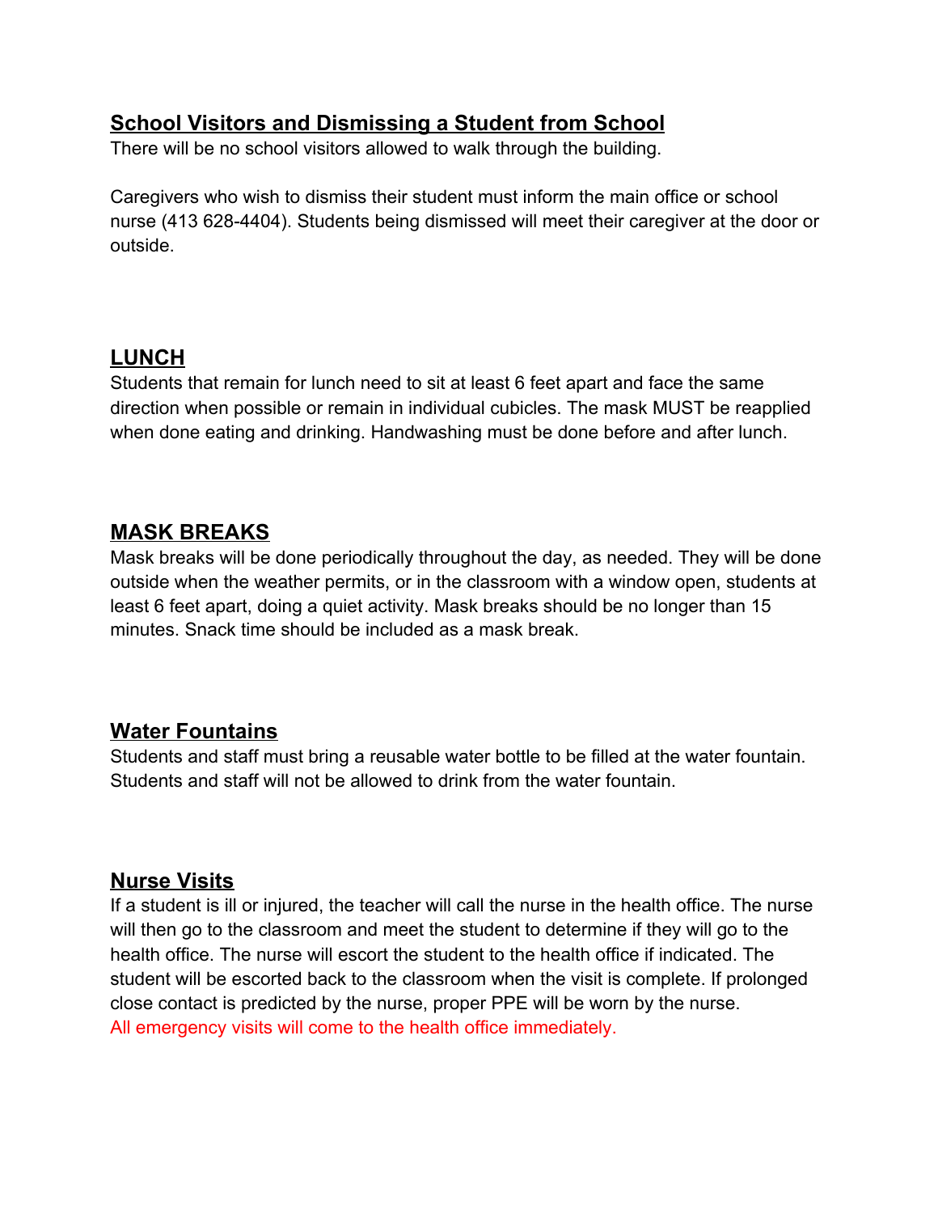## School Visitors and Dismissing a Student from School

There will be no school visitors allowed to walk through the building.

Caregivers who wish to dismiss their student must inform the main office or school nurse (413 628-4404). Students being dismissed will meet their caregiver at the door or outside.

## LUNCH

Students that remain for lunch need to sit at least 6 feet apart and face the same direction when possible or remain in individual cubicles. The mask MUST be reapplied when done eating and drinking. Handwashing must be done before and after lunch.

## MASK BREAKS

Mask breaks will be done periodically throughout the day, as needed. They will be done outside when the weather permits, or in the classroom with a window open, students at least 6 feet apart, doing a quiet activity. Mask breaks should be no longer than 15 minutes. Snack time should be included as a mask break.

## Water Fountains

Students and staff must bring a reusable water bottle to be filled at the water fountain. Students and staff will not be allowed to drink from the water fountain.

## Nurse Visits

If a student is ill or injured, the teacher will call the nurse in the health office. The nurse will then go to the classroom and meet the student to determine if they will go to the health office. The nurse will escort the student to the health office if indicated. The student will be escorted back to the classroom when the visit is complete. If prolonged close contact is predicted by the nurse, proper PPE will be worn by the nurse.
All emergency visits will come to the health office immediately.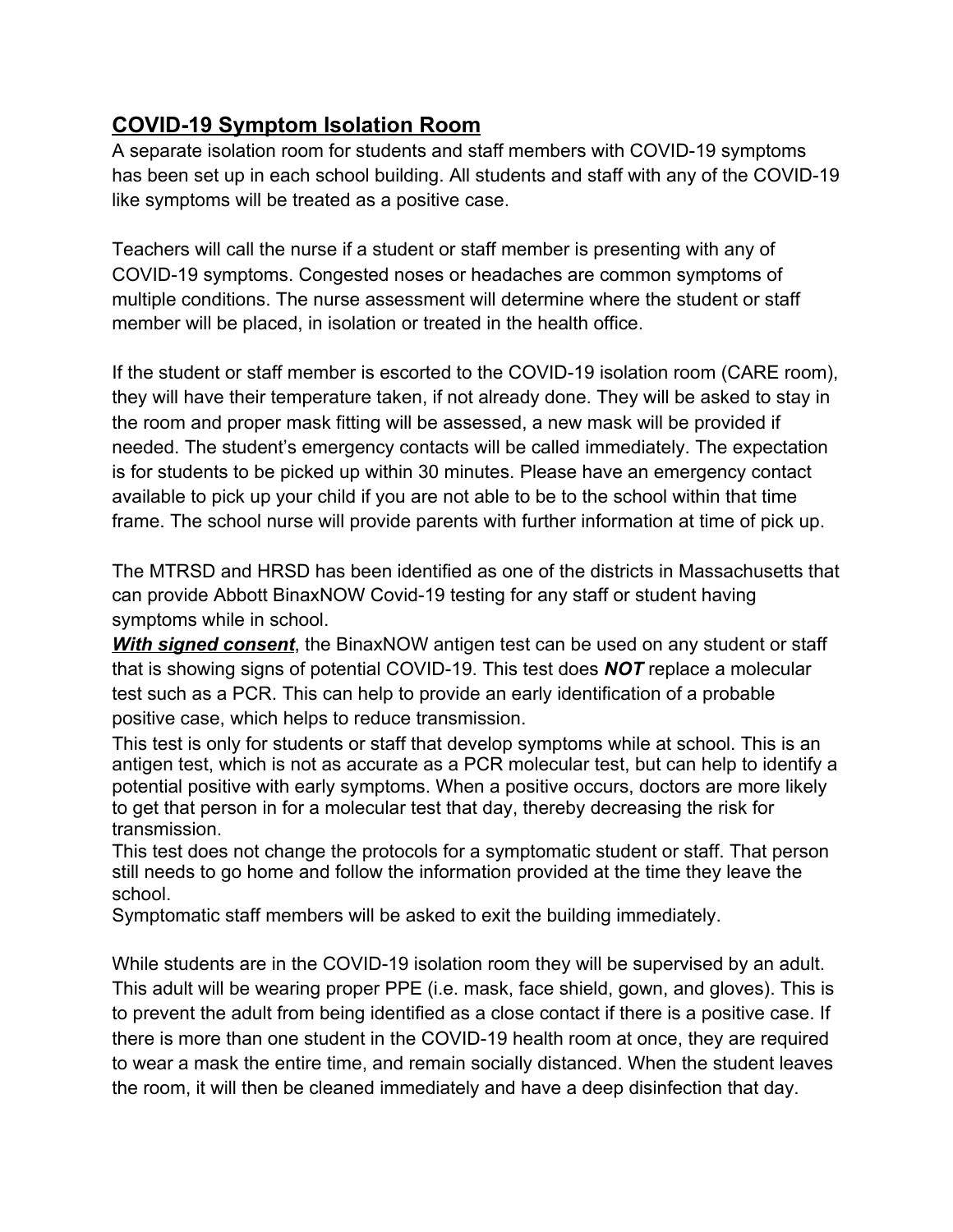## COVID-19 Symptom Isolation Room

A separate isolation room for students and staff members with COVID-19 symptoms has been set up in each school building. All students and staff with any of the COVID-19 like symptoms will be treated as a positive case.

Teachers will call the nurse if a student or staff member is presenting with any of COVID-19 symptoms. Congested noses or headaches are common symptoms of multiple conditions. The nurse assessment will determine where the student or staff member will be placed, in isolation or treated in the health office.

If the student or staff member is escorted to the COVID-19 isolation room (CARE room), they will have their temperature taken, if not already done. They will be asked to stay in the room and proper mask fitting will be assessed, a new mask will be provided if needed. The student's emergency contacts will be called immediately. The expectation is for students to be picked up within 30 minutes. Please have an emergency contact available to pick up your child if you are not able to be to the school within that time frame. The school nurse will provide parents with further information at time of pick up.

The MTRSD and HRSD has been identified as one of the districts in Massachusetts that can provide Abbott BinaxNOW Covid-19 testing for any staff or student having symptoms while in school.

***With signed consent***, the BinaxNOW antigen test can be used on any student or staff that is showing signs of potential COVID-19. This test does ***NOT*** replace a molecular test such as a PCR. This can help to provide an early identification of a probable positive case, which helps to reduce transmission.

This test is only for students or staff that develop symptoms while at school. This is an antigen test, which is not as accurate as a PCR molecular test, but can help to identify a potential positive with early symptoms. When a positive occurs, doctors are more likely to get that person in for a molecular test that day, thereby decreasing the risk for transmission.

This test does not change the protocols for a symptomatic student or staff. That person still needs to go home and follow the information provided at the time they leave the school.

Symptomatic staff members will be asked to exit the building immediately.

While students are in the COVID-19 isolation room they will be supervised by an adult. This adult will be wearing proper PPE (i.e. mask, face shield, gown, and gloves). This is to prevent the adult from being identified as a close contact if there is a positive case. If there is more than one student in the COVID-19 health room at once, they are required to wear a mask the entire time, and remain socially distanced. When the student leaves the room, it will then be cleaned immediately and have a deep disinfection that day.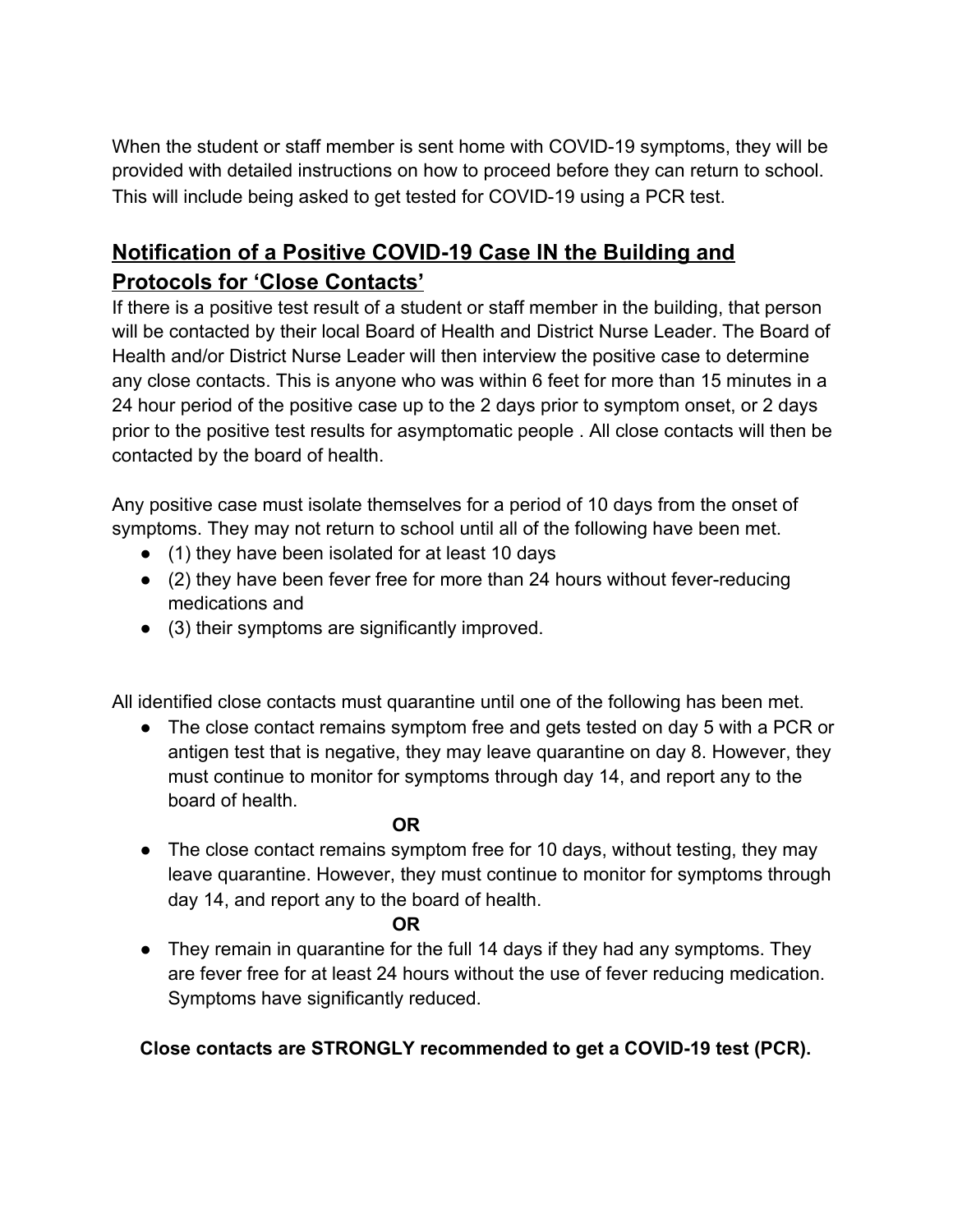When the student or staff member is sent home with COVID-19 symptoms, they will be provided with detailed instructions on how to proceed before they can return to school. This will include being asked to get tested for COVID-19 using a PCR test.

## Notification of a Positive COVID-19 Case IN the Building and Protocols for 'Close Contacts'

If there is a positive test result of a student or staff member in the building, that person will be contacted by their local Board of Health and District Nurse Leader. The Board of Health and/or District Nurse Leader will then interview the positive case to determine any close contacts. This is anyone who was within 6 feet for more than 15 minutes in a 24 hour period of the positive case up to the 2 days prior to symptom onset, or 2 days prior to the positive test results for asymptomatic people . All close contacts will then be contacted by the board of health.

Any positive case must isolate themselves for a period of 10 days from the onset of symptoms. They may not return to school until all of the following have been met.

- (1) they have been isolated for at least 10 days
- (2) they have been fever free for more than 24 hours without fever-reducing medications and
- (3) their symptoms are significantly improved.

All identified close contacts must quarantine until one of the following has been met.

- The close contact remains symptom free and gets tested on day 5 with a PCR or antigen test that is negative, they may leave quarantine on day 8. However, they must continue to monitor for symptoms through day 14, and report any to the board of health.

  **OR**

- The close contact remains symptom free for 10 days, without testing, they may leave quarantine. However, they must continue to monitor for symptoms through day 14, and report any to the board of health.

  **OR**

- They remain in quarantine for the full 14 days if they had any symptoms. They are fever free for at least 24 hours without the use of fever reducing medication. Symptoms have significantly reduced.

**Close contacts are STRONGLY recommended to get a COVID-19 test (PCR).**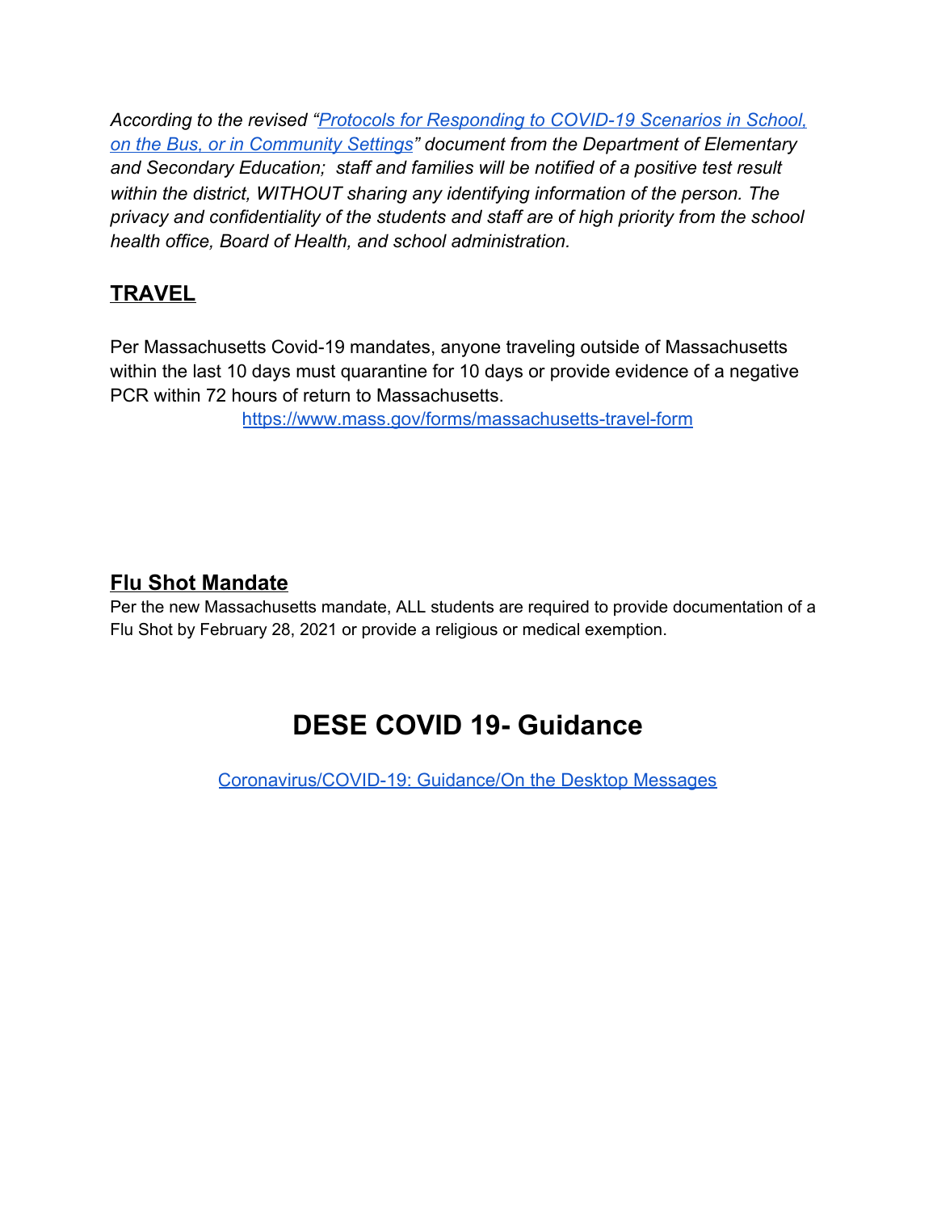*According to the revised "[Protocols for Responding to COVID-19 Scenarios in School, on the Bus, or in Community Settings](#)" document from the Department of Elementary and Secondary Education; staff and families will be notified of a positive test result within the district, WITHOUT sharing any identifying information of the person. The privacy and confidentiality of the students and staff are of high priority from the school health office, Board of Health, and school administration.*

## TRAVEL

Per Massachusetts Covid-19 mandates, anyone traveling outside of Massachusetts within the last 10 days must quarantine for 10 days or provide evidence of a negative PCR within 72 hours of return to Massachusetts.

https://www.mass.gov/forms/massachusetts-travel-form

## Flu Shot Mandate

Per the new Massachusetts mandate, ALL students are required to provide documentation of a Flu Shot by February 28, 2021 or provide a religious or medical exemption.

# DESE COVID 19- Guidance

[Coronavirus/COVID-19: Guidance/On the Desktop Messages](#)